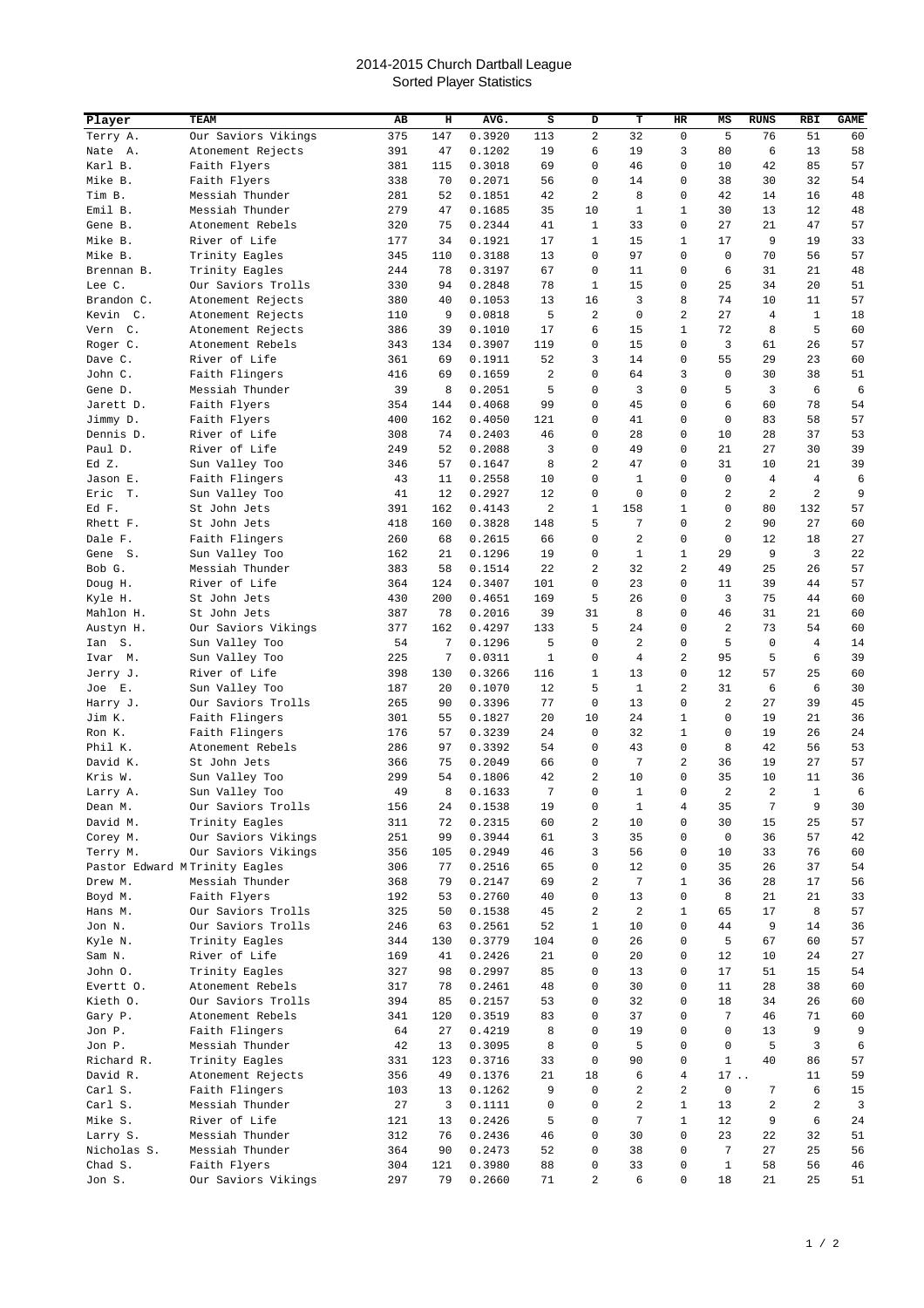2014-2015 Church Dartball League
Sorted Player Statistics

| Player | TEAM | AB | H | AVG. | S | D | T | HR | MS | RUNS | RBI | GAME |
|---|---|---|---|---|---|---|---|---|---|---|---|---|
| Terry A. | Our Saviors Vikings | 375 | 147 | 0.3920 | 113 | 2 | 32 | 0 | 5 | 76 | 51 | 60 |
| Nate A. | Atonement Rejects | 391 | 47 | 0.1202 | 19 | 6 | 19 | 3 | 80 | 6 | 13 | 58 |
| Karl B. | Faith Flyers | 381 | 115 | 0.3018 | 69 | 0 | 46 | 0 | 10 | 42 | 85 | 57 |
| Mike B. | Faith Flyers | 338 | 70 | 0.2071 | 56 | 0 | 14 | 0 | 38 | 30 | 32 | 54 |
| Tim B. | Messiah Thunder | 281 | 52 | 0.1851 | 42 | 2 | 8 | 0 | 42 | 14 | 16 | 48 |
| Emil B. | Messiah Thunder | 279 | 47 | 0.1685 | 35 | 10 | 1 | 1 | 30 | 13 | 12 | 48 |
| Gene B. | Atonement Rebels | 320 | 75 | 0.2344 | 41 | 1 | 33 | 0 | 27 | 21 | 47 | 57 |
| Mike B. | River of Life | 177 | 34 | 0.1921 | 17 | 1 | 15 | 1 | 17 | 9 | 19 | 33 |
| Mike B. | Trinity Eagles | 345 | 110 | 0.3188 | 13 | 0 | 97 | 0 | 0 | 70 | 56 | 57 |
| Brennan B. | Trinity Eagles | 244 | 78 | 0.3197 | 67 | 0 | 11 | 0 | 6 | 31 | 21 | 48 |
| Lee C. | Our Saviors Trolls | 330 | 94 | 0.2848 | 78 | 1 | 15 | 0 | 25 | 34 | 20 | 51 |
| Brandon C. | Atonement Rejects | 380 | 40 | 0.1053 | 13 | 16 | 3 | 8 | 74 | 10 | 11 | 57 |
| Kevin C. | Atonement Rejects | 110 | 9 | 0.0818 | 5 | 2 | 0 | 2 | 27 | 4 | 1 | 18 |
| Vern C. | Atonement Rejects | 386 | 39 | 0.1010 | 17 | 6 | 15 | 1 | 72 | 8 | 5 | 60 |
| Roger C. | Atonement Rebels | 343 | 134 | 0.3907 | 119 | 0 | 15 | 0 | 3 | 61 | 26 | 57 |
| Dave C. | River of Life | 361 | 69 | 0.1911 | 52 | 3 | 14 | 0 | 55 | 29 | 23 | 60 |
| John C. | Faith Flingers | 416 | 69 | 0.1659 | 2 | 0 | 64 | 3 | 0 | 30 | 38 | 51 |
| Gene D. | Messiah Thunder | 39 | 8 | 0.2051 | 5 | 0 | 3 | 0 | 5 | 3 | 6 | 6 |
| Jarett D. | Faith Flyers | 354 | 144 | 0.4068 | 99 | 0 | 45 | 0 | 6 | 60 | 78 | 54 |
| Jimmy D. | Faith Flyers | 400 | 162 | 0.4050 | 121 | 0 | 41 | 0 | 0 | 83 | 58 | 57 |
| Dennis D. | River of Life | 308 | 74 | 0.2403 | 46 | 0 | 28 | 0 | 10 | 28 | 37 | 53 |
| Paul D. | River of Life | 249 | 52 | 0.2088 | 3 | 0 | 49 | 0 | 21 | 27 | 30 | 39 |
| Ed Z. | Sun Valley Too | 346 | 57 | 0.1647 | 8 | 2 | 47 | 0 | 31 | 10 | 21 | 39 |
| Jason E. | Faith Flingers | 43 | 11 | 0.2558 | 10 | 0 | 1 | 0 | 0 | 4 | 4 | 6 |
| Eric T. | Sun Valley Too | 41 | 12 | 0.2927 | 12 | 0 | 0 | 0 | 2 | 2 | 2 | 9 |
| Ed F. | St John Jets | 391 | 162 | 0.4143 | 2 | 1 | 158 | 1 | 0 | 80 | 132 | 57 |
| Rhett F. | St John Jets | 418 | 160 | 0.3828 | 148 | 5 | 7 | 0 | 2 | 90 | 27 | 60 |
| Dale F. | Faith Flingers | 260 | 68 | 0.2615 | 66 | 0 | 2 | 0 | 0 | 12 | 18 | 27 |
| Gene S. | Sun Valley Too | 162 | 21 | 0.1296 | 19 | 0 | 1 | 1 | 29 | 9 | 3 | 22 |
| Bob G. | Messiah Thunder | 383 | 58 | 0.1514 | 22 | 2 | 32 | 2 | 49 | 25 | 26 | 57 |
| Doug H. | River of Life | 364 | 124 | 0.3407 | 101 | 0 | 23 | 0 | 11 | 39 | 44 | 57 |
| Kyle H. | St John Jets | 430 | 200 | 0.4651 | 169 | 5 | 26 | 0 | 3 | 75 | 44 | 60 |
| Mahlon H. | St John Jets | 387 | 78 | 0.2016 | 39 | 31 | 8 | 0 | 46 | 31 | 21 | 60 |
| Austyn H. | Our Saviors Vikings | 377 | 162 | 0.4297 | 133 | 5 | 24 | 0 | 2 | 73 | 54 | 60 |
| Ian S. | Sun Valley Too | 54 | 7 | 0.1296 | 5 | 0 | 2 | 0 | 5 | 0 | 4 | 14 |
| Ivar M. | Sun Valley Too | 225 | 7 | 0.0311 | 1 | 0 | 4 | 2 | 95 | 5 | 6 | 39 |
| Jerry J. | River of Life | 398 | 130 | 0.3266 | 116 | 1 | 13 | 0 | 12 | 57 | 25 | 60 |
| Joe E. | Sun Valley Too | 187 | 20 | 0.1070 | 12 | 5 | 1 | 2 | 31 | 6 | 6 | 30 |
| Harry J. | Our Saviors Trolls | 265 | 90 | 0.3396 | 77 | 0 | 13 | 0 | 2 | 27 | 39 | 45 |
| Jim K. | Faith Flingers | 301 | 55 | 0.1827 | 20 | 10 | 24 | 1 | 0 | 19 | 21 | 36 |
| Ron K. | Faith Flingers | 176 | 57 | 0.3239 | 24 | 0 | 32 | 1 | 0 | 19 | 26 | 24 |
| Phil K. | Atonement Rebels | 286 | 97 | 0.3392 | 54 | 0 | 43 | 0 | 8 | 42 | 56 | 53 |
| David K. | St John Jets | 366 | 75 | 0.2049 | 66 | 0 | 7 | 2 | 36 | 19 | 27 | 57 |
| Kris W. | Sun Valley Too | 299 | 54 | 0.1806 | 42 | 2 | 10 | 0 | 35 | 10 | 11 | 36 |
| Larry A. | Sun Valley Too | 49 | 8 | 0.1633 | 7 | 0 | 1 | 0 | 2 | 2 | 1 | 6 |
| Dean M. | Our Saviors Trolls | 156 | 24 | 0.1538 | 19 | 0 | 1 | 4 | 35 | 7 | 9 | 30 |
| David M. | Trinity Eagles | 311 | 72 | 0.2315 | 60 | 2 | 10 | 0 | 30 | 15 | 25 | 57 |
| Corey M. | Our Saviors Vikings | 251 | 99 | 0.3944 | 61 | 3 | 35 | 0 | 0 | 36 | 57 | 42 |
| Terry M. | Our Saviors Vikings | 356 | 105 | 0.2949 | 46 | 3 | 56 | 0 | 10 | 33 | 76 | 60 |
| Pastor Edward M | Trinity Eagles | 306 | 77 | 0.2516 | 65 | 0 | 12 | 0 | 35 | 26 | 37 | 54 |
| Drew M. | Messiah Thunder | 368 | 79 | 0.2147 | 69 | 2 | 7 | 1 | 36 | 28 | 17 | 56 |
| Boyd M. | Faith Flyers | 192 | 53 | 0.2760 | 40 | 0 | 13 | 0 | 8 | 21 | 21 | 33 |
| Hans M. | Our Saviors Trolls | 325 | 50 | 0.1538 | 45 | 2 | 2 | 1 | 65 | 17 | 8 | 57 |
| Jon N. | Our Saviors Trolls | 246 | 63 | 0.2561 | 52 | 1 | 10 | 0 | 44 | 9 | 14 | 36 |
| Kyle N. | Trinity Eagles | 344 | 130 | 0.3779 | 104 | 0 | 26 | 0 | 5 | 67 | 60 | 57 |
| Sam N. | River of Life | 169 | 41 | 0.2426 | 21 | 0 | 20 | 0 | 12 | 10 | 24 | 27 |
| John O. | Trinity Eagles | 327 | 98 | 0.2997 | 85 | 0 | 13 | 0 | 17 | 51 | 15 | 54 |
| Evertt O. | Atonement Rebels | 317 | 78 | 0.2461 | 48 | 0 | 30 | 0 | 11 | 28 | 38 | 60 |
| Kieth O. | Our Saviors Trolls | 394 | 85 | 0.2157 | 53 | 0 | 32 | 0 | 18 | 34 | 26 | 60 |
| Gary P. | Atonement Rebels | 341 | 120 | 0.3519 | 83 | 0 | 37 | 0 | 7 | 46 | 71 | 60 |
| Jon P. | Faith Flingers | 64 | 27 | 0.4219 | 8 | 0 | 19 | 0 | 0 | 13 | 9 | 9 |
| Jon P. | Messiah Thunder | 42 | 13 | 0.3095 | 8 | 0 | 5 | 0 | 0 | 5 | 3 | 6 |
| Richard R. | Trinity Eagles | 331 | 123 | 0.3716 | 33 | 0 | 90 | 0 | 1 | 40 | 86 | 57 |
| David R. | Atonement Rejects | 356 | 49 | 0.1376 | 21 | 18 | 6 | 4 | 17 .. | | 11 | 59 |
| Carl S. | Faith Flingers | 103 | 13 | 0.1262 | 9 | 0 | 2 | 2 | 0 | 7 | 6 | 15 |
| Carl S. | Messiah Thunder | 27 | 3 | 0.1111 | 0 | 0 | 2 | 1 | 13 | 2 | 2 | 3 |
| Mike S. | River of Life | 121 | 13 | 0.2426 | 5 | 0 | 7 | 1 | 12 | 9 | 6 | 24 |
| Larry S. | Messiah Thunder | 312 | 76 | 0.2436 | 46 | 0 | 30 | 0 | 23 | 22 | 32 | 51 |
| Nicholas S. | Messiah Thunder | 364 | 90 | 0.2473 | 52 | 0 | 38 | 0 | 7 | 27 | 25 | 56 |
| Chad S. | Faith Flyers | 304 | 121 | 0.3980 | 88 | 0 | 33 | 0 | 1 | 58 | 56 | 46 |
| Jon S. | Our Saviors Vikings | 297 | 79 | 0.2660 | 71 | 2 | 6 | 0 | 18 | 21 | 25 | 51 |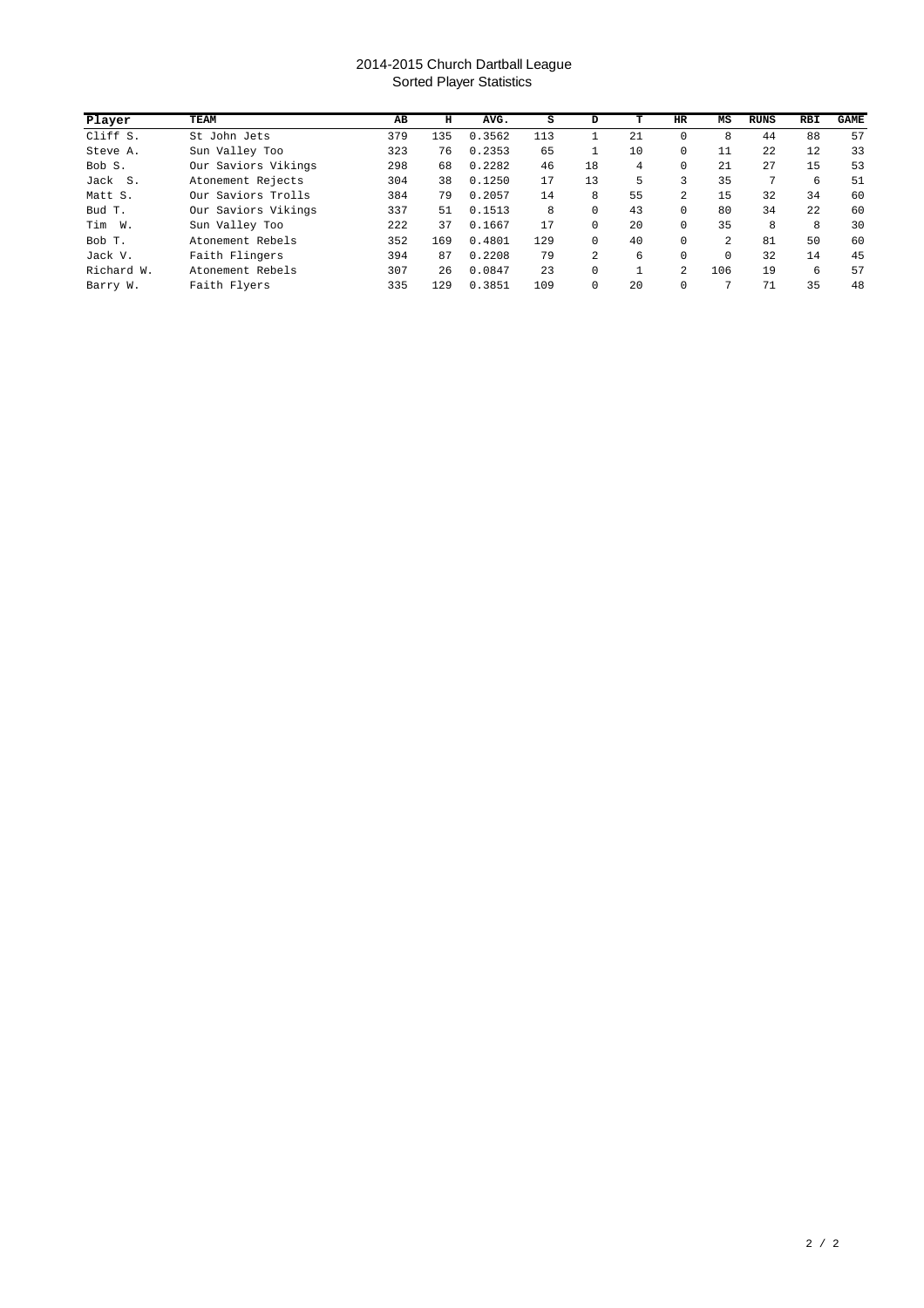2014-2015 Church Dartball League
Sorted Player Statistics

| Player | TEAM | AB | H | AVG. | S | D | T | HR | MS | RUNS | RBI | GAME |
|---|---|---|---|---|---|---|---|---|---|---|---|---|
| Cliff S. | St John Jets | 379 | 135 | 0.3562 | 113 | 1 | 21 | 0 | 8 | 44 | 88 | 57 |
| Steve A. | Sun Valley Too | 323 | 76 | 0.2353 | 65 | 1 | 10 | 0 | 11 | 22 | 12 | 33 |
| Bob S. | Our Saviors Vikings | 298 | 68 | 0.2282 | 46 | 18 | 4 | 0 | 21 | 27 | 15 | 53 |
| Jack S. | Atonement Rejects | 304 | 38 | 0.1250 | 17 | 13 | 5 | 3 | 35 | 7 | 6 | 51 |
| Matt S. | Our Saviors Trolls | 384 | 79 | 0.2057 | 14 | 8 | 55 | 2 | 15 | 32 | 34 | 60 |
| Bud T. | Our Saviors Vikings | 337 | 51 | 0.1513 | 8 | 0 | 43 | 0 | 80 | 34 | 22 | 60 |
| Tim W. | Sun Valley Too | 222 | 37 | 0.1667 | 17 | 0 | 20 | 0 | 35 | 8 | 8 | 30 |
| Bob T. | Atonement Rebels | 352 | 169 | 0.4801 | 129 | 0 | 40 | 0 | 2 | 81 | 50 | 60 |
| Jack V. | Faith Flingers | 394 | 87 | 0.2208 | 79 | 2 | 6 | 0 | 0 | 32 | 14 | 45 |
| Richard W. | Atonement Rebels | 307 | 26 | 0.0847 | 23 | 0 | 1 | 2 | 106 | 19 | 6 | 57 |
| Barry W. | Faith Flyers | 335 | 129 | 0.3851 | 109 | 0 | 20 | 0 | 7 | 71 | 35 | 48 |